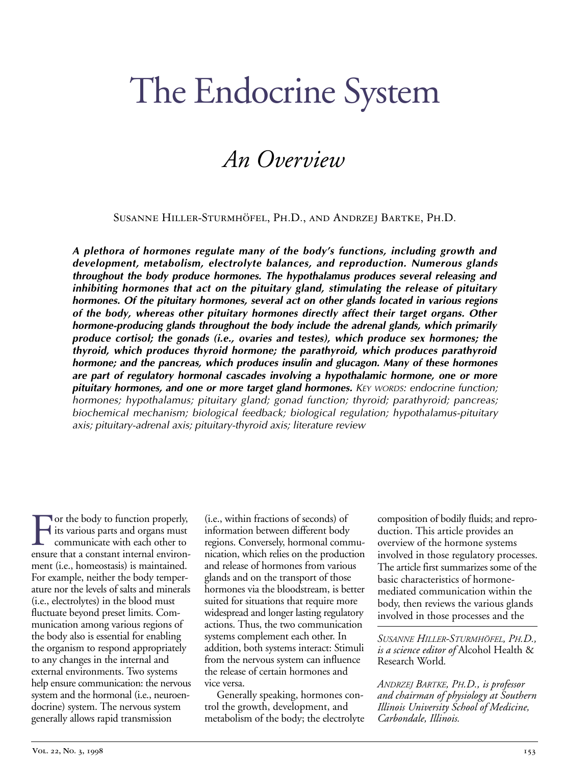# The Endocrine System

## *An Overview*

Susanne Hiller-Sturmhöfel, Ph.D., and Andrzej Bartke, Ph.D.

***A plethora of hormones regulate many of the body's functions, including growth and development, metabolism, electrolyte balances, and reproduction. Numerous glands throughout the body produce hormones. The hypothalamus produces several releasing and inhibiting hormones that act on the pituitary gland, stimulating the release of pituitary hormones. Of the pituitary hormones, several act on other glands located in various regions of the body, whereas other pituitary hormones directly affect their target organs. Other hormone-producing glands throughout the body include the adrenal glands, which primarily produce cortisol; the gonads (i.e., ovaries and testes), which produce sex hormones; the thyroid, which produces thyroid hormone; the parathyroid, which produces parathyroid hormone; and the pancreas, which produces insulin and glucagon. Many of these hormones are part of regulatory hormonal cascades involving a hypothalamic hormone, one or more pituitary hormones, and one or more target gland hormones.*** *KEY WORDS: endocrine function; hormones; hypothalamus; pituitary gland; gonad function; thyroid; parathyroid; pancreas; biochemical mechanism; biological feedback; biological regulation; hypothalamus-pituitary axis; pituitary-adrenal axis; pituitary-thyroid axis; literature review*

For the body to function properly, its various parts and organs must communicate with each other to ensure that a constant internal environment (i.e., homeostasis) is maintained. For example, neither the body temperature nor the levels of salts and minerals (i.e., electrolytes) in the blood must fluctuate beyond preset limits. Communication among various regions of the body also is essential for enabling the organism to respond appropriately to any changes in the internal and external environments. Two systems help ensure communication: the nervous system and the hormonal (i.e., neuroendocrine) system. The nervous system generally allows rapid transmission (i.e., within fractions of seconds) of information between different body regions. Conversely, hormonal communication, which relies on the production and release of hormones from various glands and on the transport of those hormones via the bloodstream, is better suited for situations that require more widespread and longer lasting regulatory actions. Thus, the two communication systems complement each other. In addition, both systems interact: Stimuli from the nervous system can influence the release of certain hormones and vice versa.

Generally speaking, hormones control the growth, development, and metabolism of the body; the electrolyte composition of bodily fluids; and reproduction. This article provides an overview of the hormone systems involved in those regulatory processes. The article first summarizes some of the basic characteristics of hormone-mediated communication within the body, then reviews the various glands involved in those processes and the

---

*SUSANNE HILLER-STURMHÖFEL, PH.D., is a science editor of* Alcohol Health & Research World.

*ANDRZEJ BARTKE, PH.D., is professor and chairman of physiology at Southern Illinois University School of Medicine, Carbondale, Illinois.*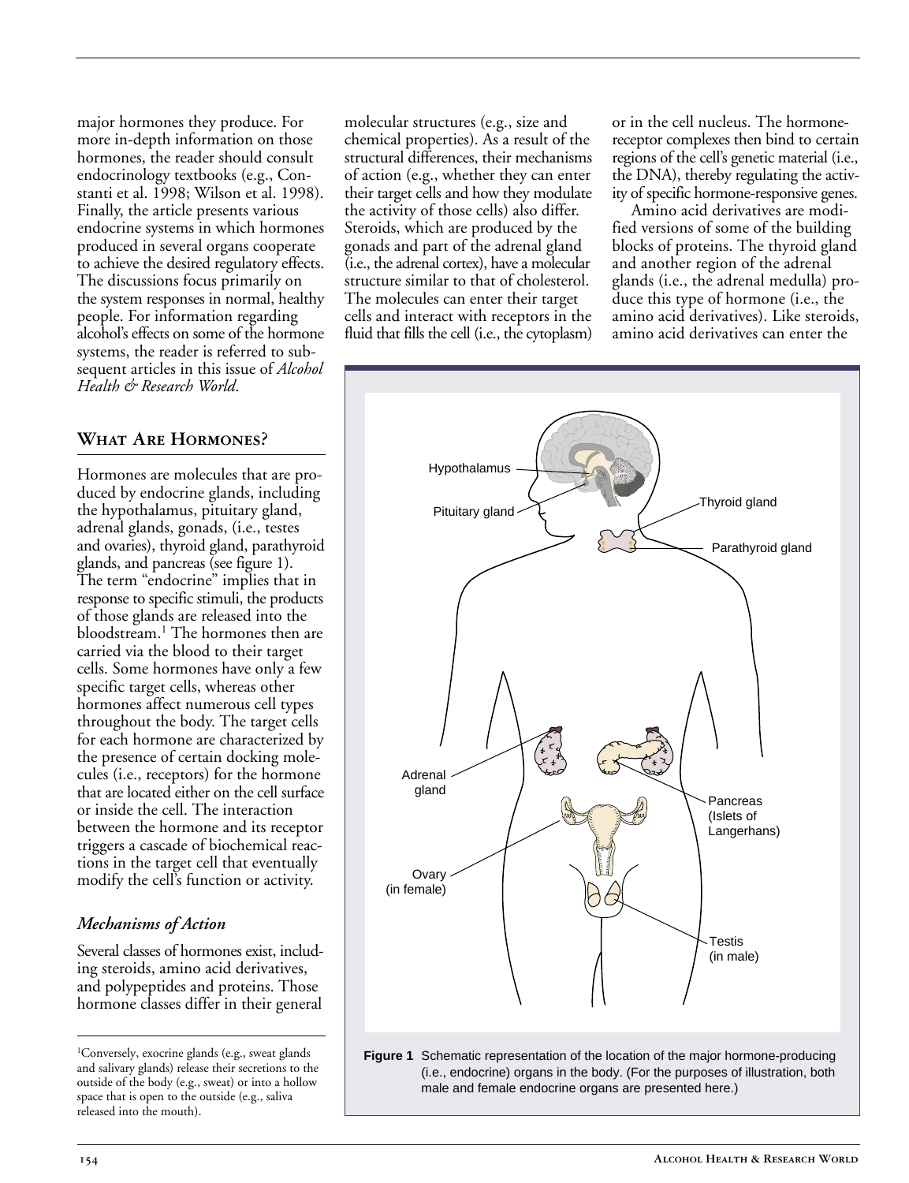major hormones they produce. For more in-depth information on those hormones, the reader should consult endocrinology textbooks (e.g., Constanti et al. 1998; Wilson et al. 1998). Finally, the article presents various endocrine systems in which hormones produced in several organs cooperate to achieve the desired regulatory effects. The discussions focus primarily on the system responses in normal, healthy people. For information regarding alcohol's effects on some of the hormone systems, the reader is referred to subsequent articles in this issue of *Alcohol Health & Research World*.

## What Are Hormones?

Hormones are molecules that are produced by endocrine glands, including the hypothalamus, pituitary gland, adrenal glands, gonads, (i.e., testes and ovaries), thyroid gland, parathyroid glands, and pancreas (see figure 1). The term "endocrine" implies that in response to specific stimuli, the products of those glands are released into the bloodstream.[1] The hormones then are carried via the blood to their target cells. Some hormones have only a few specific target cells, whereas other hormones affect numerous cell types throughout the body. The target cells for each hormone are characterized by the presence of certain docking molecules (i.e., receptors) for the hormone that are located either on the cell surface or inside the cell. The interaction between the hormone and its receptor triggers a cascade of biochemical reactions in the target cell that eventually modify the cell's function or activity.

### *Mechanisms of Action*

Several classes of hormones exist, including steroids, amino acid derivatives, and polypeptides and proteins. Those hormone classes differ in their general molecular structures (e.g., size and chemical properties). As a result of the structural differences, their mechanisms of action (e.g., whether they can enter their target cells and how they modulate the activity of those cells) also differ. Steroids, which are produced by the gonads and part of the adrenal gland (i.e., the adrenal cortex), have a molecular structure similar to that of cholesterol. The molecules can enter their target cells and interact with receptors in the fluid that fills the cell (i.e., the cytoplasm) or in the cell nucleus. The hormone-receptor complexes then bind to certain regions of the cell's genetic material (i.e., the DNA), thereby regulating the activity of specific hormone-responsive genes.

Amino acid derivatives are modified versions of some of the building blocks of proteins. The thyroid gland and another region of the adrenal glands (i.e., the adrenal medulla) produce this type of hormone (i.e., the amino acid derivatives). Like steroids, amino acid derivatives can enter the

**Figure 1** Schematic representation of the location of the major hormone-producing (i.e., endocrine) organs in the body. (For the purposes of illustration, both male and female endocrine organs are presented here.)

[1] Conversely, exocrine glands (e.g., sweat glands and salivary glands) release their secretions to the outside of the body (e.g., sweat) or into a hollow space that is open to the outside (e.g., saliva released into the mouth).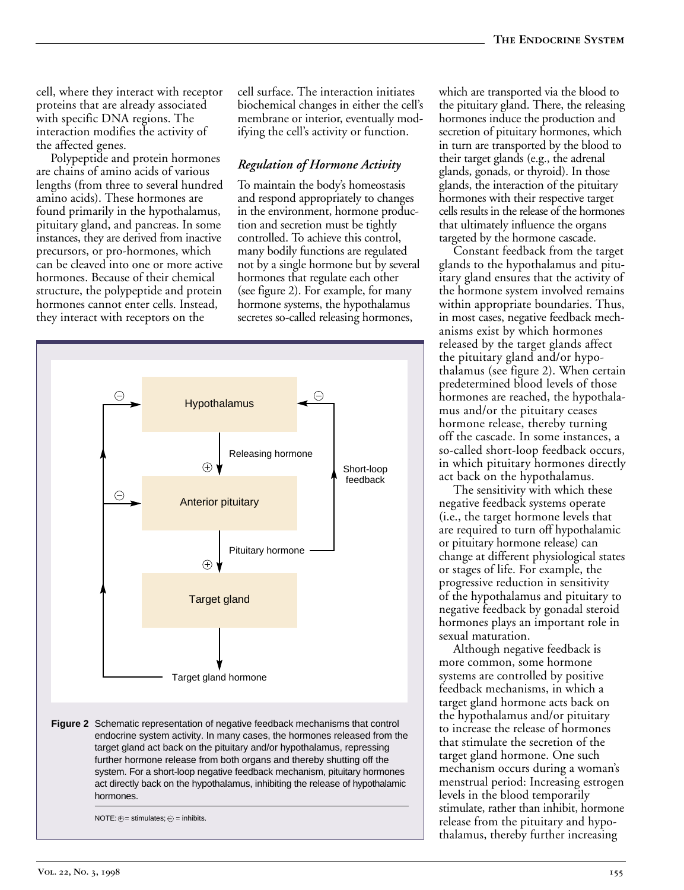cell, where they interact with receptor proteins that are already associated with specific DNA regions. The interaction modifies the activity of the affected genes.

Polypeptide and protein hormones are chains of amino acids of various lengths (from three to several hundred amino acids). These hormones are found primarily in the hypothalamus, pituitary gland, and pancreas. In some instances, they are derived from inactive precursors, or pro-hormones, which can be cleaved into one or more active hormones. Because of their chemical structure, the polypeptide and protein hormones cannot enter cells. Instead, they interact with receptors on the cell surface. The interaction initiates biochemical changes in either the cell's membrane or interior, eventually modifying the cell's activity or function.

### *Regulation of Hormone Activity*

To maintain the body's homeostasis and respond appropriately to changes in the environment, hormone production and secretion must be tightly controlled. To achieve this control, many bodily functions are regulated not by a single hormone but by several hormones that regulate each other (see figure 2). For example, for many hormone systems, the hypothalamus secretes so-called releasing hormones, which are transported via the blood to the pituitary gland. There, the releasing hormones induce the production and secretion of pituitary hormones, which in turn are transported by the blood to their target glands (e.g., the adrenal glands, gonads, or thyroid). In those glands, the interaction of the pituitary hormones with their respective target cells results in the release of the hormones that ultimately influence the organs targeted by the hormone cascade.

Constant feedback from the target glands to the hypothalamus and pituitary gland ensures that the activity of the hormone system involved remains within appropriate boundaries. Thus, in most cases, negative feedback mechanisms exist by which hormones released by the target glands affect the pituitary gland and/or hypothalamus (see figure 2). When certain predetermined blood levels of those hormones are reached, the hypothalamus and/or the pituitary ceases hormone release, thereby turning off the cascade. In some instances, a so-called short-loop feedback occurs, in which pituitary hormones directly act back on the hypothalamus.

The sensitivity with which these negative feedback systems operate (i.e., the target hormone levels that are required to turn off hypothalamic or pituitary hormone release) can change at different physiological states or stages of life. For example, the progressive reduction in sensitivity of the hypothalamus and pituitary to negative feedback by gonadal steroid hormones plays an important role in sexual maturation.

Although negative feedback is more common, some hormone systems are controlled by positive feedback mechanisms, in which a target gland hormone acts back on the hypothalamus and/or pituitary to increase the release of hormones that stimulate the secretion of the target gland hormone. One such mechanism occurs during a woman's menstrual period: Increasing estrogen levels in the blood temporarily stimulate, rather than inhibit, hormone release from the pituitary and hypothalamus, thereby further increasing

Hypothalamus → (+) Releasing hormone → Anterior pituitary → (+) Pituitary hormone → Target gland → Target gland hormone; Target gland hormone (−) → Hypothalamus and Anterior pituitary; Pituitary hormone (−) → Hypothalamus (Short-loop feedback)

**Figure 2** Schematic representation of negative feedback mechanisms that control endocrine system activity. In many cases, the hormones released from the target gland act back on the pituitary and/or hypothalamus, repressing further hormone release from both organs and thereby shutting off the system. For a short-loop negative feedback mechanism, pituitary hormones act directly back on the hypothalamus, inhibiting the release of hypothalamic hormones.

NOTE: ⊕ = stimulates; ⊖ = inhibits.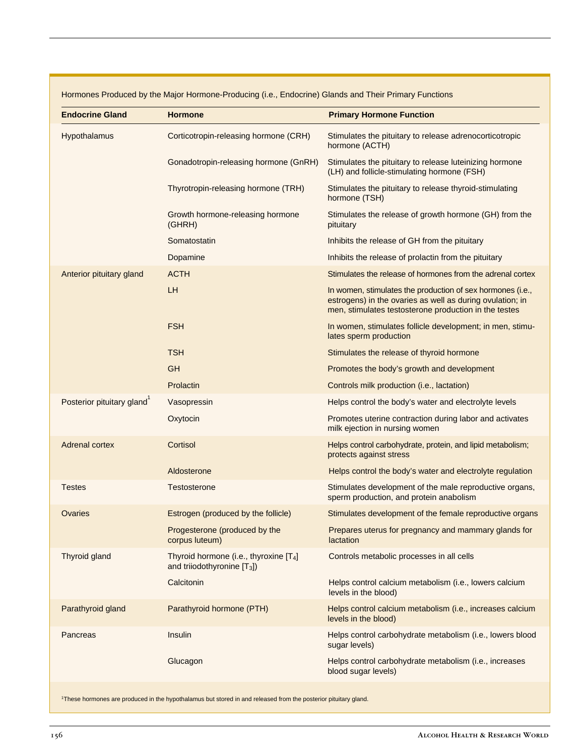Hormones Produced by the Major Hormone-Producing (i.e., Endocrine) Glands and Their Primary Functions

| Endocrine Gland | Hormone | Primary Hormone Function |
|---|---|---|
| Hypothalamus | Corticotropin-releasing hormone (CRH) | Stimulates the pituitary to release adrenocorticotropic hormone (ACTH) |
| | Gonadotropin-releasing hormone (GnRH) | Stimulates the pituitary to release luteinizing hormone (LH) and follicle-stimulating hormone (FSH) |
| | Thyrotropin-releasing hormone (TRH) | Stimulates the pituitary to release thyroid-stimulating hormone (TSH) |
| | Growth hormone-releasing hormone (GHRH) | Stimulates the release of growth hormone (GH) from the pituitary |
| | Somatostatin | Inhibits the release of GH from the pituitary |
| | Dopamine | Inhibits the release of prolactin from the pituitary |
| Anterior pituitary gland | ACTH | Stimulates the release of hormones from the adrenal cortex |
| | LH | In women, stimulates the production of sex hormones (i.e., estrogens) in the ovaries as well as during ovulation; in men, stimulates testosterone production in the testes |
| | FSH | In women, stimulates follicle development; in men, stimulates sperm production |
| | TSH | Stimulates the release of thyroid hormone |
| | GH | Promotes the body's growth and development |
| | Prolactin | Controls milk production (i.e., lactation) |
| Posterior pituitary gland[1] | Vasopressin | Helps control the body's water and electrolyte levels |
| | Oxytocin | Promotes uterine contraction during labor and activates milk ejection in nursing women |
| Adrenal cortex | Cortisol | Helps control carbohydrate, protein, and lipid metabolism; protects against stress |
| | Aldosterone | Helps control the body's water and electrolyte regulation |
| Testes | Testosterone | Stimulates development of the male reproductive organs, sperm production, and protein anabolism |
| Ovaries | Estrogen (produced by the follicle) | Stimulates development of the female reproductive organs |
| | Progesterone (produced by the corpus luteum) | Prepares uterus for pregnancy and mammary glands for lactation |
| Thyroid gland | Thyroid hormone (i.e., thyroxine [$T_4$] and triiodothyronine [$T_3$]) | Controls metabolic processes in all cells |
| | Calcitonin | Helps control calcium metabolism (i.e., lowers calcium levels in the blood) |
| Parathyroid gland | Parathyroid hormone (PTH) | Helps control calcium metabolism (i.e., increases calcium levels in the blood) |
| Pancreas | Insulin | Helps control carbohydrate metabolism (i.e., lowers blood sugar levels) |
| | Glucagon | Helps control carbohydrate metabolism (i.e., increases blood sugar levels) |

[1]These hormones are produced in the hypothalamus but stored in and released from the posterior pituitary gland.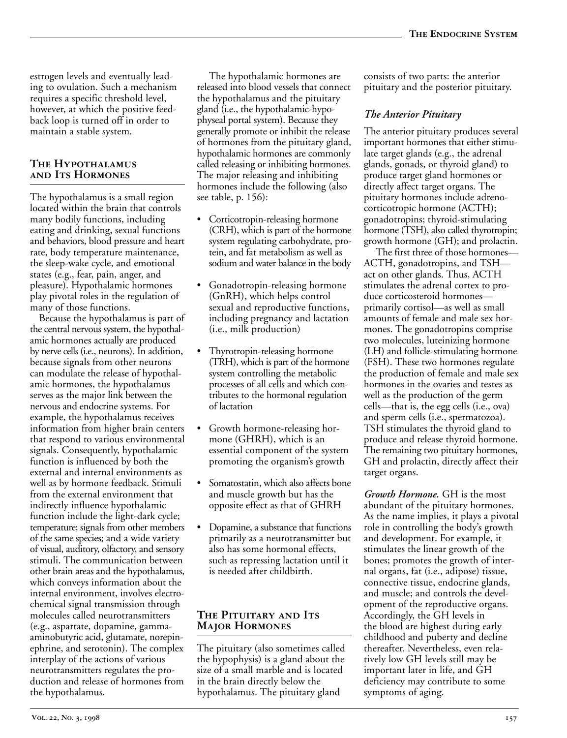estrogen levels and eventually leading to ovulation. Such a mechanism requires a specific threshold level, however, at which the positive feedback loop is turned off in order to maintain a stable system.

## The Hypothalamus and Its Hormones

The hypothalamus is a small region located within the brain that controls many bodily functions, including eating and drinking, sexual functions and behaviors, blood pressure and heart rate, body temperature maintenance, the sleep-wake cycle, and emotional states (e.g., fear, pain, anger, and pleasure). Hypothalamic hormones play pivotal roles in the regulation of many of those functions.

Because the hypothalamus is part of the central nervous system, the hypothalamic hormones actually are produced by nerve cells (i.e., neurons). In addition, because signals from other neurons can modulate the release of hypothalamic hormones, the hypothalamus serves as the major link between the nervous and endocrine systems. For example, the hypothalamus receives information from higher brain centers that respond to various environmental signals. Consequently, hypothalamic function is influenced by both the external and internal environments as well as by hormone feedback. Stimuli from the external environment that indirectly influence hypothalamic function include the light-dark cycle; temperature; signals from other members of the same species; and a wide variety of visual, auditory, olfactory, and sensory stimuli. The communication between other brain areas and the hypothalamus, which conveys information about the internal environment, involves electrochemical signal transmission through molecules called neurotransmitters (e.g., aspartate, dopamine, gamma-aminobutyric acid, glutamate, norepinephrine, and serotonin). The complex interplay of the actions of various neurotransmitters regulates the production and release of hormones from the hypothalamus.

The hypothalamic hormones are released into blood vessels that connect the hypothalamus and the pituitary gland (i.e., the hypothalamic-hypophyseal portal system). Because they generally promote or inhibit the release of hormones from the pituitary gland, hypothalamic hormones are commonly called releasing or inhibiting hormones. The major releasing and inhibiting hormones include the following (also see table, p. 156):

- Corticotropin-releasing hormone (CRH), which is part of the hormone system regulating carbohydrate, protein, and fat metabolism as well as sodium and water balance in the body
- Gonadotropin-releasing hormone (GnRH), which helps control sexual and reproductive functions, including pregnancy and lactation (i.e., milk production)
- Thyrotropin-releasing hormone (TRH), which is part of the hormone system controlling the metabolic processes of all cells and which contributes to the hormonal regulation of lactation
- Growth hormone-releasing hormone (GHRH), which is an essential component of the system promoting the organism's growth
- Somatostatin, which also affects bone and muscle growth but has the opposite effect as that of GHRH
- Dopamine, a substance that functions primarily as a neurotransmitter but also has some hormonal effects, such as repressing lactation until it is needed after childbirth.

## The Pituitary and Its Major Hormones

The pituitary (also sometimes called the hypophysis) is a gland about the size of a small marble and is located in the brain directly below the hypothalamus. The pituitary gland consists of two parts: the anterior pituitary and the posterior pituitary.

### *The Anterior Pituitary*

The anterior pituitary produces several important hormones that either stimulate target glands (e.g., the adrenal glands, gonads, or thyroid gland) to produce target gland hormones or directly affect target organs. The pituitary hormones include adrenocorticotropic hormone (ACTH); gonadotropins; thyroid-stimulating hormone (TSH), also called thyrotropin; growth hormone (GH); and prolactin.

The first three of those hormones—ACTH, gonadotropins, and TSH—act on other glands. Thus, ACTH stimulates the adrenal cortex to produce corticosteroid hormones—primarily cortisol—as well as small amounts of female and male sex hormones. The gonadotropins comprise two molecules, luteinizing hormone (LH) and follicle-stimulating hormone (FSH). These two hormones regulate the production of female and male sex hormones in the ovaries and testes as well as the production of the germ cells—that is, the egg cells (i.e., ova) and sperm cells (i.e., spermatozoa). TSH stimulates the thyroid gland to produce and release thyroid hormone. The remaining two pituitary hormones, GH and prolactin, directly affect their target organs.

***Growth Hormone.*** GH is the most abundant of the pituitary hormones. As the name implies, it plays a pivotal role in controlling the body's growth and development. For example, it stimulates the linear growth of the bones; promotes the growth of internal organs, fat (i.e., adipose) tissue, connective tissue, endocrine glands, and muscle; and controls the development of the reproductive organs. Accordingly, the GH levels in the blood are highest during early childhood and puberty and decline thereafter. Nevertheless, even relatively low GH levels still may be important later in life, and GH deficiency may contribute to some symptoms of aging.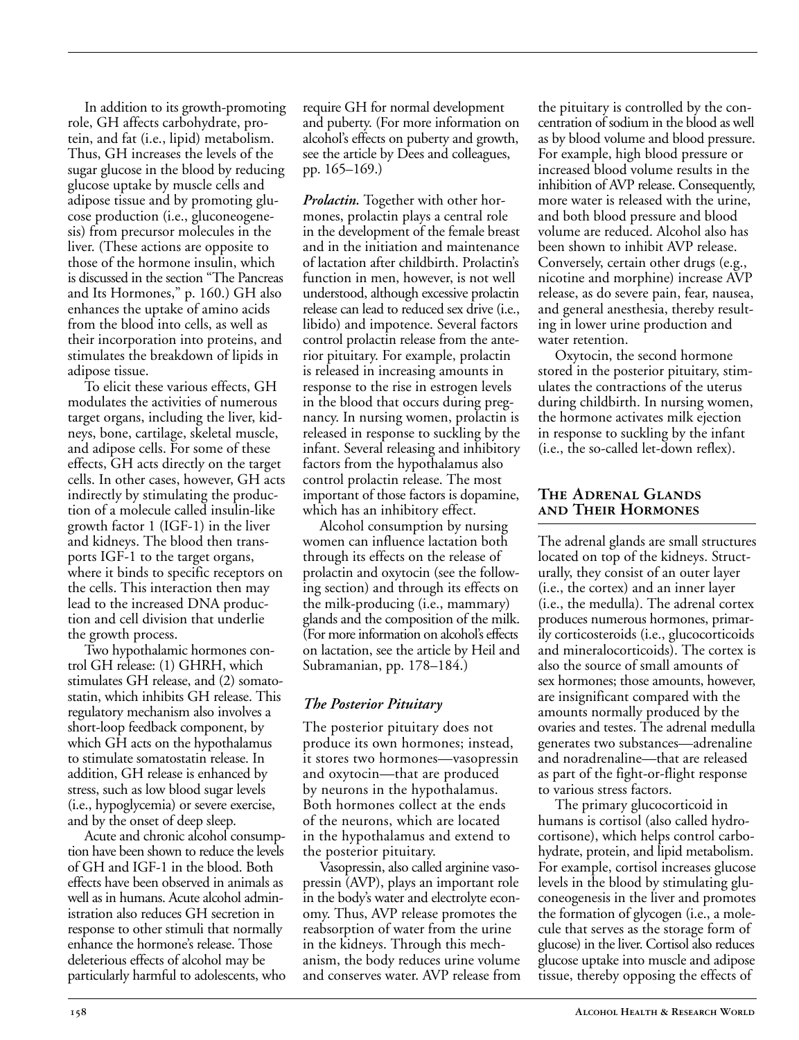In addition to its growth-promoting role, GH affects carbohydrate, protein, and fat (i.e., lipid) metabolism. Thus, GH increases the levels of the sugar glucose in the blood by reducing glucose uptake by muscle cells and adipose tissue and by promoting glucose production (i.e., gluconeogenesis) from precursor molecules in the liver. (These actions are opposite to those of the hormone insulin, which is discussed in the section "The Pancreas and Its Hormones," p. 160.) GH also enhances the uptake of amino acids from the blood into cells, as well as their incorporation into proteins, and stimulates the breakdown of lipids in adipose tissue.

To elicit these various effects, GH modulates the activities of numerous target organs, including the liver, kidneys, bone, cartilage, skeletal muscle, and adipose cells. For some of these effects, GH acts directly on the target cells. In other cases, however, GH acts indirectly by stimulating the production of a molecule called insulin-like growth factor 1 (IGF-1) in the liver and kidneys. The blood then transports IGF-1 to the target organs, where it binds to specific receptors on the cells. This interaction then may lead to the increased DNA production and cell division that underlie the growth process.

Two hypothalamic hormones control GH release: (1) GHRH, which stimulates GH release, and (2) somatostatin, which inhibits GH release. This regulatory mechanism also involves a short-loop feedback component, by which GH acts on the hypothalamus to stimulate somatostatin release. In addition, GH release is enhanced by stress, such as low blood sugar levels (i.e., hypoglycemia) or severe exercise, and by the onset of deep sleep.

Acute and chronic alcohol consumption have been shown to reduce the levels of GH and IGF-1 in the blood. Both effects have been observed in animals as well as in humans. Acute alcohol administration also reduces GH secretion in response to other stimuli that normally enhance the hormone's release. Those deleterious effects of alcohol may be particularly harmful to adolescents, who require GH for normal development and puberty. (For more information on alcohol's effects on puberty and growth, see the article by Dees and colleagues, pp. 165–169.)

***Prolactin.*** Together with other hormones, prolactin plays a central role in the development of the female breast and in the initiation and maintenance of lactation after childbirth. Prolactin's function in men, however, is not well understood, although excessive prolactin release can lead to reduced sex drive (i.e., libido) and impotence. Several factors control prolactin release from the anterior pituitary. For example, prolactin is released in increasing amounts in response to the rise in estrogen levels in the blood that occurs during pregnancy. In nursing women, prolactin is released in response to suckling by the infant. Several releasing and inhibitory factors from the hypothalamus also control prolactin release. The most important of those factors is dopamine, which has an inhibitory effect.

Alcohol consumption by nursing women can influence lactation both through its effects on the release of prolactin and oxytocin (see the following section) and through its effects on the milk-producing (i.e., mammary) glands and the composition of the milk. (For more information on alcohol's effects on lactation, see the article by Heil and Subramanian, pp. 178–184.)

### *The Posterior Pituitary*

The posterior pituitary does not produce its own hormones; instead, it stores two hormones—vasopressin and oxytocin—that are produced by neurons in the hypothalamus. Both hormones collect at the ends of the neurons, which are located in the hypothalamus and extend to the posterior pituitary.

Vasopressin, also called arginine vasopressin (AVP), plays an important role in the body's water and electrolyte economy. Thus, AVP release promotes the reabsorption of water from the urine in the kidneys. Through this mechanism, the body reduces urine volume and conserves water. AVP release from the pituitary is controlled by the concentration of sodium in the blood as well as by blood volume and blood pressure. For example, high blood pressure or increased blood volume results in the inhibition of AVP release. Consequently, more water is released with the urine, and both blood pressure and blood volume are reduced. Alcohol also has been shown to inhibit AVP release. Conversely, certain other drugs (e.g., nicotine and morphine) increase AVP release, as do severe pain, fear, nausea, and general anesthesia, thereby resulting in lower urine production and water retention.

Oxytocin, the second hormone stored in the posterior pituitary, stimulates the contractions of the uterus during childbirth. In nursing women, the hormone activates milk ejection in response to suckling by the infant (i.e., the so-called let-down reflex).

## The Adrenal Glands and Their Hormones

The adrenal glands are small structures located on top of the kidneys. Structurally, they consist of an outer layer (i.e., the cortex) and an inner layer (i.e., the medulla). The adrenal cortex produces numerous hormones, primarily corticosteroids (i.e., glucocorticoids and mineralocorticoids). The cortex is also the source of small amounts of sex hormones; those amounts, however, are insignificant compared with the amounts normally produced by the ovaries and testes. The adrenal medulla generates two substances—adrenaline and noradrenaline—that are released as part of the fight-or-flight response to various stress factors.

The primary glucocorticoid in humans is cortisol (also called hydrocortisone), which helps control carbohydrate, protein, and lipid metabolism. For example, cortisol increases glucose levels in the blood by stimulating gluconeogenesis in the liver and promotes the formation of glycogen (i.e., a molecule that serves as the storage form of glucose) in the liver. Cortisol also reduces glucose uptake into muscle and adipose tissue, thereby opposing the effects of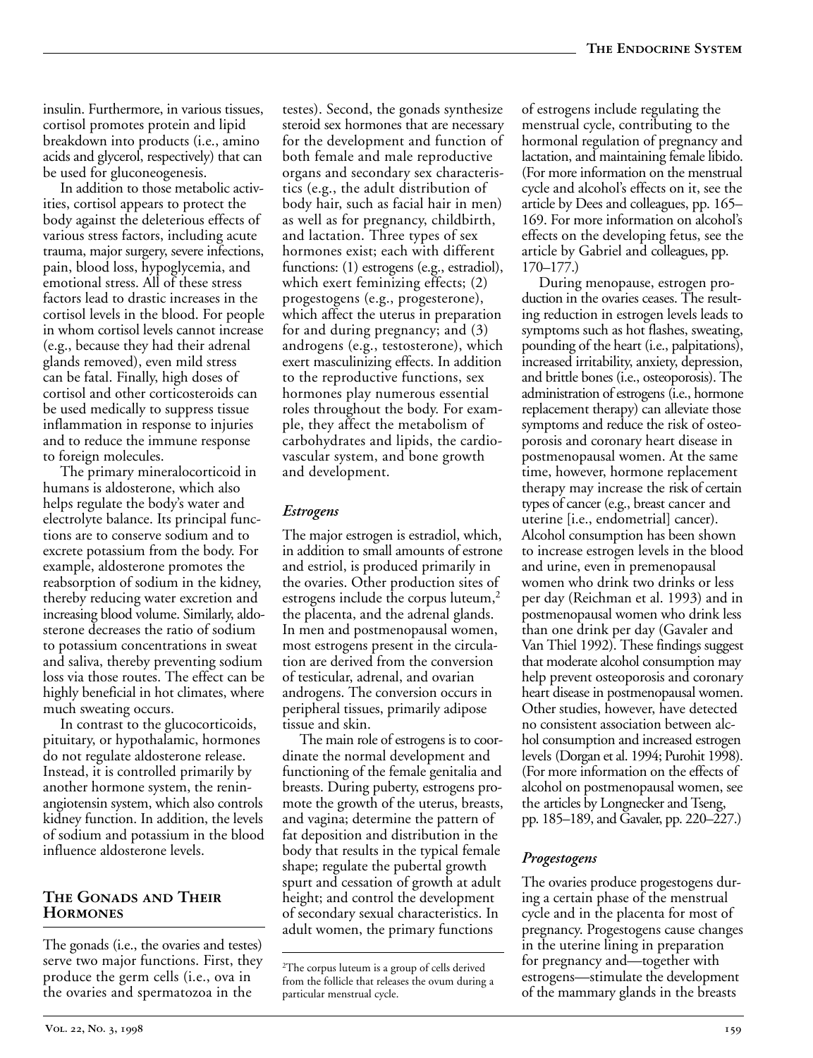insulin. Furthermore, in various tissues, cortisol promotes protein and lipid breakdown into products (i.e., amino acids and glycerol, respectively) that can be used for gluconeogenesis.

In addition to those metabolic activities, cortisol appears to protect the body against the deleterious effects of various stress factors, including acute trauma, major surgery, severe infections, pain, blood loss, hypoglycemia, and emotional stress. All of these stress factors lead to drastic increases in the cortisol levels in the blood. For people in whom cortisol levels cannot increase (e.g., because they had their adrenal glands removed), even mild stress can be fatal. Finally, high doses of cortisol and other corticosteroids can be used medically to suppress tissue inflammation in response to injuries and to reduce the immune response to foreign molecules.

The primary mineralocorticoid in humans is aldosterone, which also helps regulate the body's water and electrolyte balance. Its principal functions are to conserve sodium and to excrete potassium from the body. For example, aldosterone promotes the reabsorption of sodium in the kidney, thereby reducing water excretion and increasing blood volume. Similarly, aldosterone decreases the ratio of sodium to potassium concentrations in sweat and saliva, thereby preventing sodium loss via those routes. The effect can be highly beneficial in hot climates, where much sweating occurs.

In contrast to the glucocorticoids, pituitary, or hypothalamic, hormones do not regulate aldosterone release. Instead, it is controlled primarily by another hormone system, the renin-angiotensin system, which also controls kidney function. In addition, the levels of sodium and potassium in the blood influence aldosterone levels.

## The Gonads and Their Hormones

The gonads (i.e., the ovaries and testes) serve two major functions. First, they produce the germ cells (i.e., ova in the ovaries and spermatozoa in the testes). Second, the gonads synthesize steroid sex hormones that are necessary for the development and function of both female and male reproductive organs and secondary sex characteristics (e.g., the adult distribution of body hair, such as facial hair in men) as well as for pregnancy, childbirth, and lactation. Three types of sex hormones exist; each with different functions: (1) estrogens (e.g., estradiol), which exert feminizing effects; (2) progestogens (e.g., progesterone), which affect the uterus in preparation for and during pregnancy; and (3) androgens (e.g., testosterone), which exert masculinizing effects. In addition to the reproductive functions, sex hormones play numerous essential roles throughout the body. For example, they affect the metabolism of carbohydrates and lipids, the cardiovascular system, and bone growth and development.

### *Estrogens*

The major estrogen is estradiol, which, in addition to small amounts of estrone and estriol, is produced primarily in the ovaries. Other production sites of estrogens include the corpus luteum,[2] the placenta, and the adrenal glands. In men and postmenopausal women, most estrogens present in the circulation are derived from the conversion of testicular, adrenal, and ovarian androgens. The conversion occurs in peripheral tissues, primarily adipose tissue and skin.

The main role of estrogens is to coordinate the normal development and functioning of the female genitalia and breasts. During puberty, estrogens promote the growth of the uterus, breasts, and vagina; determine the pattern of fat deposition and distribution in the body that results in the typical female shape; regulate the pubertal growth spurt and cessation of growth at adult height; and control the development of secondary sexual characteristics. In adult women, the primary functions of estrogens include regulating the menstrual cycle, contributing to the hormonal regulation of pregnancy and lactation, and maintaining female libido. (For more information on the menstrual cycle and alcohol's effects on it, see the article by Dees and colleagues, pp. 165–169. For more information on alcohol's effects on the developing fetus, see the article by Gabriel and colleagues, pp. 170–177.)

During menopause, estrogen production in the ovaries ceases. The resulting reduction in estrogen levels leads to symptoms such as hot flashes, sweating, pounding of the heart (i.e., palpitations), increased irritability, anxiety, depression, and brittle bones (i.e., osteoporosis). The administration of estrogens (i.e., hormone replacement therapy) can alleviate those symptoms and reduce the risk of osteoporosis and coronary heart disease in postmenopausal women. At the same time, however, hormone replacement therapy may increase the risk of certain types of cancer (e.g., breast cancer and uterine [i.e., endometrial] cancer). Alcohol consumption has been shown to increase estrogen levels in the blood and urine, even in premenopausal women who drink two drinks or less per day (Reichman et al. 1993) and in postmenopausal women who drink less than one drink per day (Gavaler and Van Thiel 1992). These findings suggest that moderate alcohol consumption may help prevent osteoporosis and coronary heart disease in postmenopausal women. Other studies, however, have detected no consistent association between alcohol consumption and increased estrogen levels (Dorgan et al. 1994; Purohit 1998). (For more information on the effects of alcohol on postmenopausal women, see the articles by Longnecker and Tseng, pp. 185–189, and Gavaler, pp. 220–227.)

### *Progestogens*

The ovaries produce progestogens during a certain phase of the menstrual cycle and in the placenta for most of pregnancy. Progestogens cause changes in the uterine lining in preparation for pregnancy and—together with estrogens—stimulate the development of the mammary glands in the breasts

[2]The corpus luteum is a group of cells derived from the follicle that releases the ovum during a particular menstrual cycle.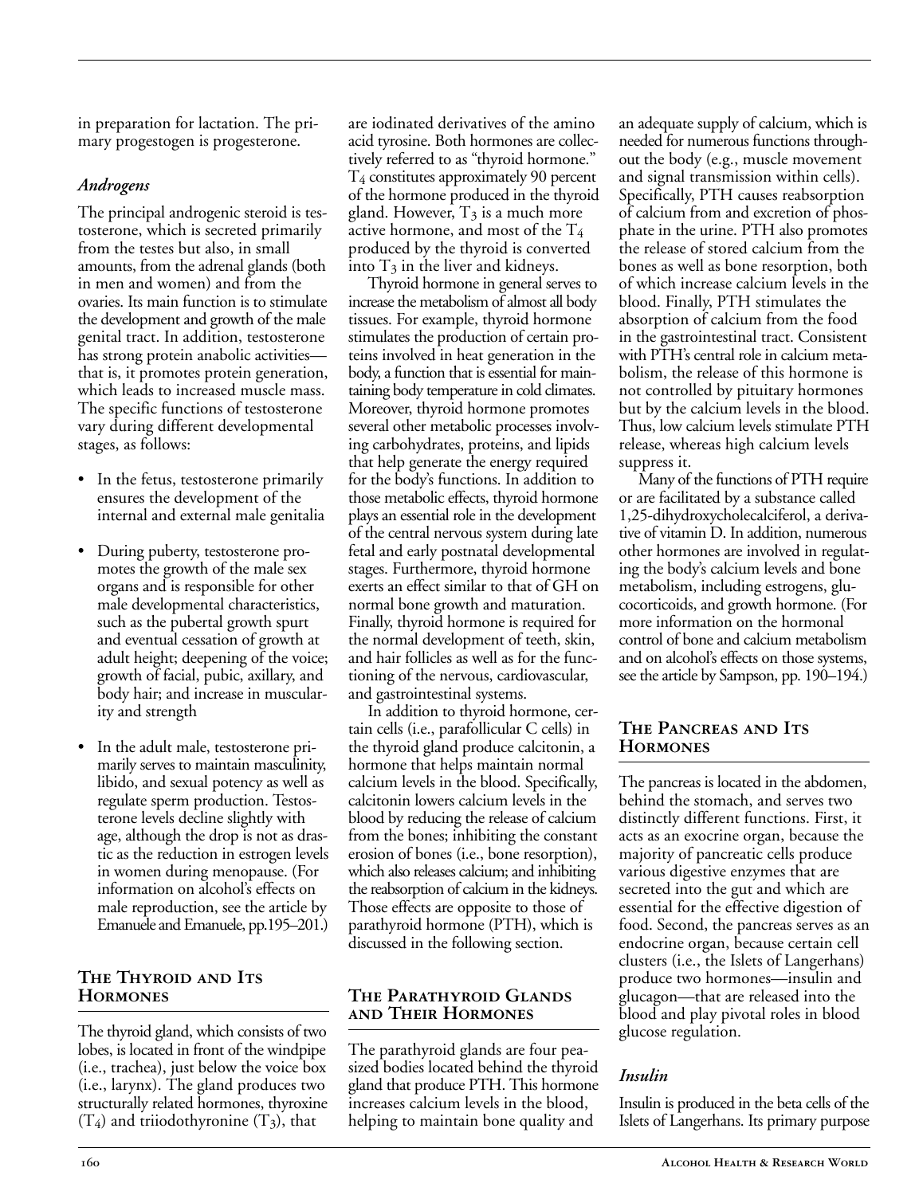in preparation for lactation. The primary progestogen is progesterone.

### *Androgens*

The principal androgenic steroid is testosterone, which is secreted primarily from the testes but also, in small amounts, from the adrenal glands (both in men and women) and from the ovaries. Its main function is to stimulate the development and growth of the male genital tract. In addition, testosterone has strong protein anabolic activities—that is, it promotes protein generation, which leads to increased muscle mass. The specific functions of testosterone vary during different developmental stages, as follows:

- In the fetus, testosterone primarily ensures the development of the internal and external male genitalia
- During puberty, testosterone promotes the growth of the male sex organs and is responsible for other male developmental characteristics, such as the pubertal growth spurt and eventual cessation of growth at adult height; deepening of the voice; growth of facial, pubic, axillary, and body hair; and increase in muscularity and strength
- In the adult male, testosterone primarily serves to maintain masculinity, libido, and sexual potency as well as regulate sperm production. Testosterone levels decline slightly with age, although the drop is not as drastic as the reduction in estrogen levels in women during menopause. (For information on alcohol's effects on male reproduction, see the article by Emanuele and Emanuele, pp.195–201.)

## The Thyroid and Its Hormones

The thyroid gland, which consists of two lobes, is located in front of the windpipe (i.e., trachea), just below the voice box (i.e., larynx). The gland produces two structurally related hormones, thyroxine ($T_4$) and triiodothyronine ($T_3$), that are iodinated derivatives of the amino acid tyrosine. Both hormones are collectively referred to as "thyroid hormone." $T_4$ constitutes approximately 90 percent of the hormone produced in the thyroid gland. However, $T_3$ is a much more active hormone, and most of the $T_4$ produced by the thyroid is converted into $T_3$ in the liver and kidneys.

Thyroid hormone in general serves to increase the metabolism of almost all body tissues. For example, thyroid hormone stimulates the production of certain proteins involved in heat generation in the body, a function that is essential for maintaining body temperature in cold climates. Moreover, thyroid hormone promotes several other metabolic processes involving carbohydrates, proteins, and lipids that help generate the energy required for the body's functions. In addition to those metabolic effects, thyroid hormone plays an essential role in the development of the central nervous system during late fetal and early postnatal developmental stages. Furthermore, thyroid hormone exerts an effect similar to that of GH on normal bone growth and maturation. Finally, thyroid hormone is required for the normal development of teeth, skin, and hair follicles as well as for the functioning of the nervous, cardiovascular, and gastrointestinal systems.

In addition to thyroid hormone, certain cells (i.e., parafollicular C cells) in the thyroid gland produce calcitonin, a hormone that helps maintain normal calcium levels in the blood. Specifically, calcitonin lowers calcium levels in the blood by reducing the release of calcium from the bones; inhibiting the constant erosion of bones (i.e., bone resorption), which also releases calcium; and inhibiting the reabsorption of calcium in the kidneys. Those effects are opposite to those of parathyroid hormone (PTH), which is discussed in the following section.

## The Parathyroid Glands and Their Hormones

The parathyroid glands are four pea-sized bodies located behind the thyroid gland that produce PTH. This hormone increases calcium levels in the blood, helping to maintain bone quality and an adequate supply of calcium, which is needed for numerous functions throughout the body (e.g., muscle movement and signal transmission within cells). Specifically, PTH causes reabsorption of calcium from and excretion of phosphate in the urine. PTH also promotes the release of stored calcium from the bones as well as bone resorption, both of which increase calcium levels in the blood. Finally, PTH stimulates the absorption of calcium from the food in the gastrointestinal tract. Consistent with PTH's central role in calcium metabolism, the release of this hormone is not controlled by pituitary hormones but by the calcium levels in the blood. Thus, low calcium levels stimulate PTH release, whereas high calcium levels suppress it.

Many of the functions of PTH require or are facilitated by a substance called 1,25-dihydroxycholecalciferol, a derivative of vitamin D. In addition, numerous other hormones are involved in regulating the body's calcium levels and bone metabolism, including estrogens, glucocorticoids, and growth hormone. (For more information on the hormonal control of bone and calcium metabolism and on alcohol's effects on those systems, see the article by Sampson, pp. 190–194.)

## The Pancreas and Its Hormones

The pancreas is located in the abdomen, behind the stomach, and serves two distinctly different functions. First, it acts as an exocrine organ, because the majority of pancreatic cells produce various digestive enzymes that are secreted into the gut and which are essential for the effective digestion of food. Second, the pancreas serves as an endocrine organ, because certain cell clusters (i.e., the Islets of Langerhans) produce two hormones—insulin and glucagon—that are released into the blood and play pivotal roles in blood glucose regulation.

### *Insulin*

Insulin is produced in the beta cells of the Islets of Langerhans. Its primary purpose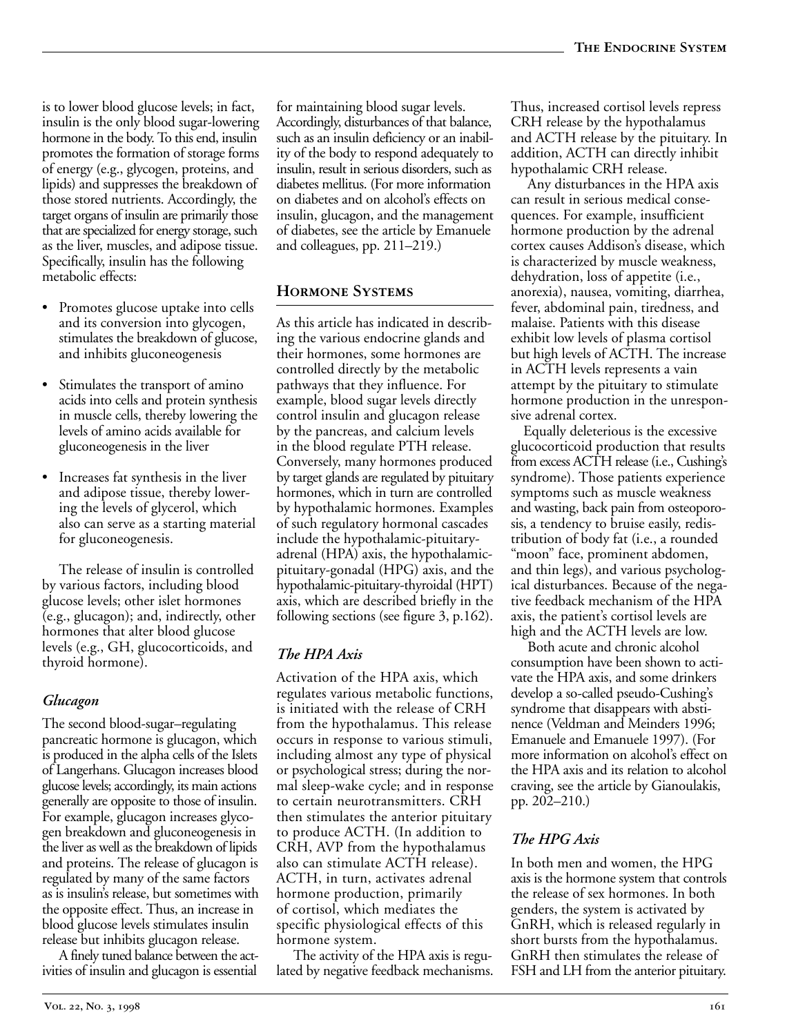is to lower blood glucose levels; in fact, insulin is the only blood sugar-lowering hormone in the body. To this end, insulin promotes the formation of storage forms of energy (e.g., glycogen, proteins, and lipids) and suppresses the breakdown of those stored nutrients. Accordingly, the target organs of insulin are primarily those that are specialized for energy storage, such as the liver, muscles, and adipose tissue. Specifically, insulin has the following metabolic effects:

- Promotes glucose uptake into cells and its conversion into glycogen, stimulates the breakdown of glucose, and inhibits gluconeogenesis
- Stimulates the transport of amino acids into cells and protein synthesis in muscle cells, thereby lowering the levels of amino acids available for gluconeogenesis in the liver
- Increases fat synthesis in the liver and adipose tissue, thereby lowering the levels of glycerol, which also can serve as a starting material for gluconeogenesis.

The release of insulin is controlled by various factors, including blood glucose levels; other islet hormones (e.g., glucagon); and, indirectly, other hormones that alter blood glucose levels (e.g., GH, glucocorticoids, and thyroid hormone).

### *Glucagon*

The second blood-sugar–regulating pancreatic hormone is glucagon, which is produced in the alpha cells of the Islets of Langerhans. Glucagon increases blood glucose levels; accordingly, its main actions generally are opposite to those of insulin. For example, glucagon increases glycogen breakdown and gluconeogenesis in the liver as well as the breakdown of lipids and proteins. The release of glucagon is regulated by many of the same factors as is insulin's release, but sometimes with the opposite effect. Thus, an increase in blood glucose levels stimulates insulin release but inhibits glucagon release.

A finely tuned balance between the activities of insulin and glucagon is essential for maintaining blood sugar levels. Accordingly, disturbances of that balance, such as an insulin deficiency or an inability of the body to respond adequately to insulin, result in serious disorders, such as diabetes mellitus. (For more information on diabetes and on alcohol's effects on insulin, glucagon, and the management of diabetes, see the article by Emanuele and colleagues, pp. 211–219.)

## Hormone Systems

As this article has indicated in describing the various endocrine glands and their hormones, some hormones are controlled directly by the metabolic pathways that they influence. For example, blood sugar levels directly control insulin and glucagon release by the pancreas, and calcium levels in the blood regulate PTH release. Conversely, many hormones produced by target glands are regulated by pituitary hormones, which in turn are controlled by hypothalamic hormones. Examples of such regulatory hormonal cascades include the hypothalamic-pituitary-adrenal (HPA) axis, the hypothalamic-pituitary-gonadal (HPG) axis, and the hypothalamic-pituitary-thyroidal (HPT) axis, which are described briefly in the following sections (see figure 3, p.162).

### *The HPA Axis*

Activation of the HPA axis, which regulates various metabolic functions, is initiated with the release of CRH from the hypothalamus. This release occurs in response to various stimuli, including almost any type of physical or psychological stress; during the normal sleep-wake cycle; and in response to certain neurotransmitters. CRH then stimulates the anterior pituitary to produce ACTH. (In addition to CRH, AVP from the hypothalamus also can stimulate ACTH release). ACTH, in turn, activates adrenal hormone production, primarily of cortisol, which mediates the specific physiological effects of this hormone system.

The activity of the HPA axis is regulated by negative feedback mechanisms. Thus, increased cortisol levels repress CRH release by the hypothalamus and ACTH release by the pituitary. In addition, ACTH can directly inhibit hypothalamic CRH release.

Any disturbances in the HPA axis can result in serious medical consequences. For example, insufficient hormone production by the adrenal cortex causes Addison's disease, which is characterized by muscle weakness, dehydration, loss of appetite (i.e., anorexia), nausea, vomiting, diarrhea, fever, abdominal pain, tiredness, and malaise. Patients with this disease exhibit low levels of plasma cortisol but high levels of ACTH. The increase in ACTH levels represents a vain attempt by the pituitary to stimulate hormone production in the unresponsive adrenal cortex.

Equally deleterious is the excessive glucocorticoid production that results from excess ACTH release (i.e., Cushing's syndrome). Those patients experience symptoms such as muscle weakness and wasting, back pain from osteoporosis, a tendency to bruise easily, redistribution of body fat (i.e., a rounded "moon" face, prominent abdomen, and thin legs), and various psychological disturbances. Because of the negative feedback mechanism of the HPA axis, the patient's cortisol levels are high and the ACTH levels are low.

Both acute and chronic alcohol consumption have been shown to activate the HPA axis, and some drinkers develop a so-called pseudo-Cushing's syndrome that disappears with abstinence (Veldman and Meinders 1996; Emanuele and Emanuele 1997). (For more information on alcohol's effect on the HPA axis and its relation to alcohol craving, see the article by Gianoulakis, pp. 202–210.)

### *The HPG Axis*

In both men and women, the HPG axis is the hormone system that controls the release of sex hormones. In both genders, the system is activated by GnRH, which is released regularly in short bursts from the hypothalamus. GnRH then stimulates the release of FSH and LH from the anterior pituitary.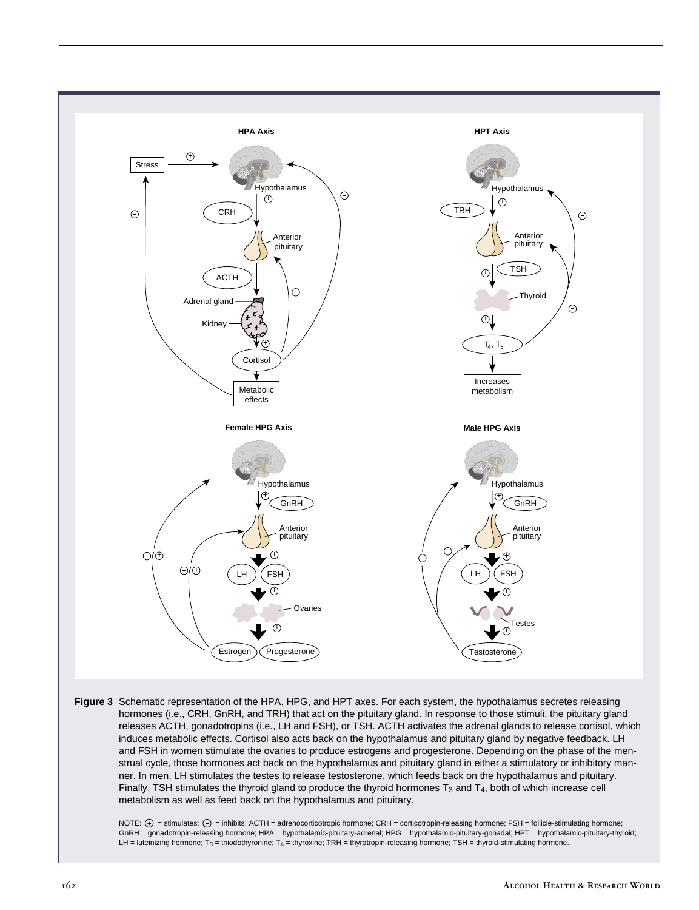**Figure 3** Schematic representation of the HPA, HPG, and HPT axes. For each system, the hypothalamus secretes releasing hormones (i.e., CRH, GnRH, and TRH) that act on the pituitary gland. In response to those stimuli, the pituitary gland releases ACTH, gonadotropins (i.e., LH and FSH), or TSH. ACTH activates the adrenal glands to release cortisol, which induces metabolic effects. Cortisol also acts back on the hypothalamus and pituitary gland by negative feedback. LH and FSH in women stimulate the ovaries to produce estrogens and progesterone. Depending on the phase of the menstrual cycle, those hormones act back on the hypothalamus and pituitary gland in either a stimulatory or inhibitory manner. In men, LH stimulates the testes to release testosterone, which feeds back on the hypothalamus and pituitary. Finally, TSH stimulates the thyroid gland to produce the thyroid hormones $T_3$ and $T_4$, both of which increase cell metabolism as well as feed back on the hypothalamus and pituitary.

NOTE: ⊕ = stimulates; ⊖ = inhibits; ACTH = adrenocorticotropic hormone; CRH = corticotropin-releasing hormone; FSH = follicle-stimulating hormone; GnRH = gonadotropin-releasing hormone; HPA = hypothalamic-pituitary-adrenal; HPG = hypothalamic-pituitary-gonadal; HPT = hypothalamic-pituitary-thyroid; LH = luteinizing hormone; $T_3$ = triiodothyronine; $T_4$ = thyroxine; TRH = thyrotropin-releasing hormone; TSH = thyroid-stimulating hormone.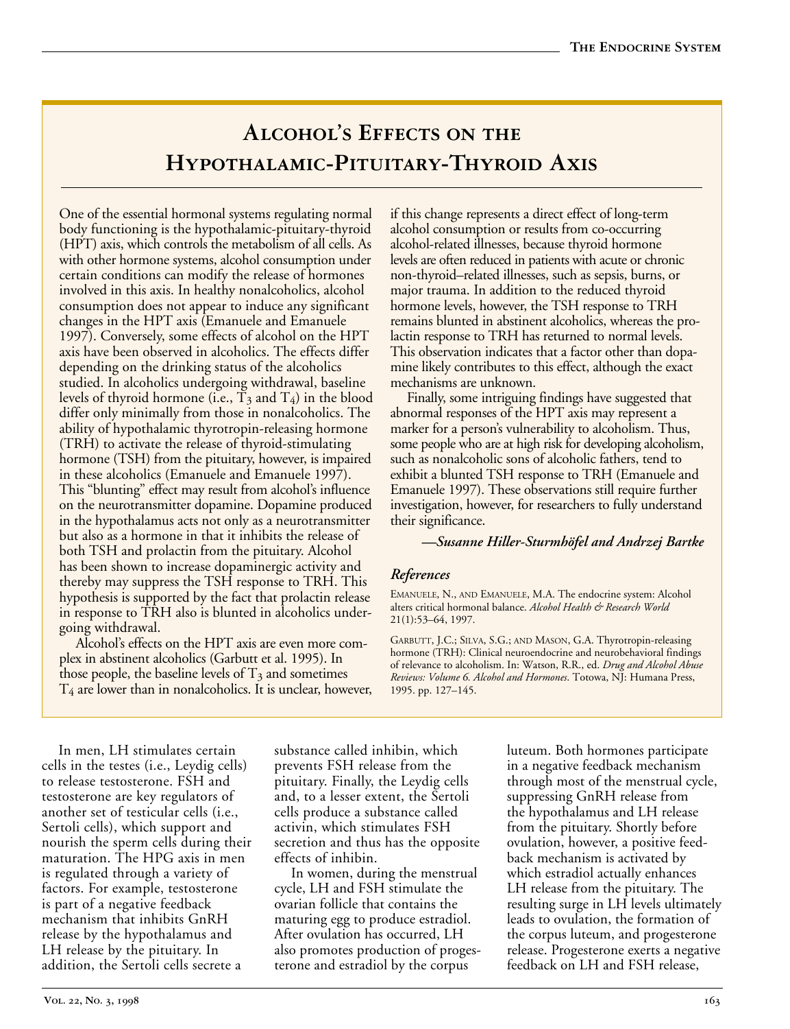## Alcohol's Effects on the Hypothalamic-Pituitary-Thyroid Axis

One of the essential hormonal systems regulating normal body functioning is the hypothalamic-pituitary-thyroid (HPT) axis, which controls the metabolism of all cells. As with other hormone systems, alcohol consumption under certain conditions can modify the release of hormones involved in this axis. In healthy nonalcoholics, alcohol consumption does not appear to induce any significant changes in the HPT axis (Emanuele and Emanuele 1997). Conversely, some effects of alcohol on the HPT axis have been observed in alcoholics. The effects differ depending on the drinking status of the alcoholics studied. In alcoholics undergoing withdrawal, baseline levels of thyroid hormone (i.e., $T_3$ and $T_4$) in the blood differ only minimally from those in nonalcoholics. The ability of hypothalamic thyrotropin-releasing hormone (TRH) to activate the release of thyroid-stimulating hormone (TSH) from the pituitary, however, is impaired in these alcoholics (Emanuele and Emanuele 1997). This "blunting" effect may result from alcohol's influence on the neurotransmitter dopamine. Dopamine produced in the hypothalamus acts not only as a neurotransmitter but also as a hormone in that it inhibits the release of both TSH and prolactin from the pituitary. Alcohol has been shown to increase dopaminergic activity and thereby may suppress the TSH response to TRH. This hypothesis is supported by the fact that prolactin release in response to TRH also is blunted in alcoholics undergoing withdrawal.

Alcohol's effects on the HPT axis are even more complex in abstinent alcoholics (Garbutt et al. 1995). In those people, the baseline levels of $T_3$ and sometimes $T_4$ are lower than in nonalcoholics. It is unclear, however, if this change represents a direct effect of long-term alcohol consumption or results from co-occurring alcohol-related illnesses, because thyroid hormone levels are often reduced in patients with acute or chronic non-thyroid–related illnesses, such as sepsis, burns, or major trauma. In addition to the reduced thyroid hormone levels, however, the TSH response to TRH remains blunted in abstinent alcoholics, whereas the prolactin response to TRH has returned to normal levels. This observation indicates that a factor other than dopamine likely contributes to this effect, although the exact mechanisms are unknown.

Finally, some intriguing findings have suggested that abnormal responses of the HPT axis may represent a marker for a person's vulnerability to alcoholism. Thus, some people who are at high risk for developing alcoholism, such as nonalcoholic sons of alcoholic fathers, tend to exhibit a blunted TSH response to TRH (Emanuele and Emanuele 1997). These observations still require further investigation, however, for researchers to fully understand their significance.

*—Susanne Hiller-Sturmhöfel and Andrzej Bartke*

### *References*

Emanuele, N., and Emanuele, M.A. The endocrine system: Alcohol alters critical hormonal balance. *Alcohol Health & Research World* 21(1):53–64, 1997.

Garbutt, J.C.; Silva, S.G.; and Mason, G.A. Thyrotropin-releasing hormone (TRH): Clinical neuroendocrine and neurobehavioral findings of relevance to alcoholism. In: Watson, R.R., ed. *Drug and Alcohol Abuse Reviews: Volume 6. Alcohol and Hormones*. Totowa, NJ: Humana Press, 1995. pp. 127–145.

---

In men, LH stimulates certain cells in the testes (i.e., Leydig cells) to release testosterone. FSH and testosterone are key regulators of another set of testicular cells (i.e., Sertoli cells), which support and nourish the sperm cells during their maturation. The HPG axis in men is regulated through a variety of factors. For example, testosterone is part of a negative feedback mechanism that inhibits GnRH release by the hypothalamus and LH release by the pituitary. In addition, the Sertoli cells secrete a substance called inhibin, which prevents FSH release from the pituitary. Finally, the Leydig cells and, to a lesser extent, the Sertoli cells produce a substance called activin, which stimulates FSH secretion and thus has the opposite effects of inhibin.

In women, during the menstrual cycle, LH and FSH stimulate the ovarian follicle that contains the maturing egg to produce estradiol. After ovulation has occurred, LH also promotes production of progesterone and estradiol by the corpus luteum. Both hormones participate in a negative feedback mechanism through most of the menstrual cycle, suppressing GnRH release from the hypothalamus and LH release from the pituitary. Shortly before ovulation, however, a positive feedback mechanism is activated by which estradiol actually enhances LH release from the pituitary. The resulting surge in LH levels ultimately leads to ovulation, the formation of the corpus luteum, and progesterone release. Progesterone exerts a negative feedback on LH and FSH release,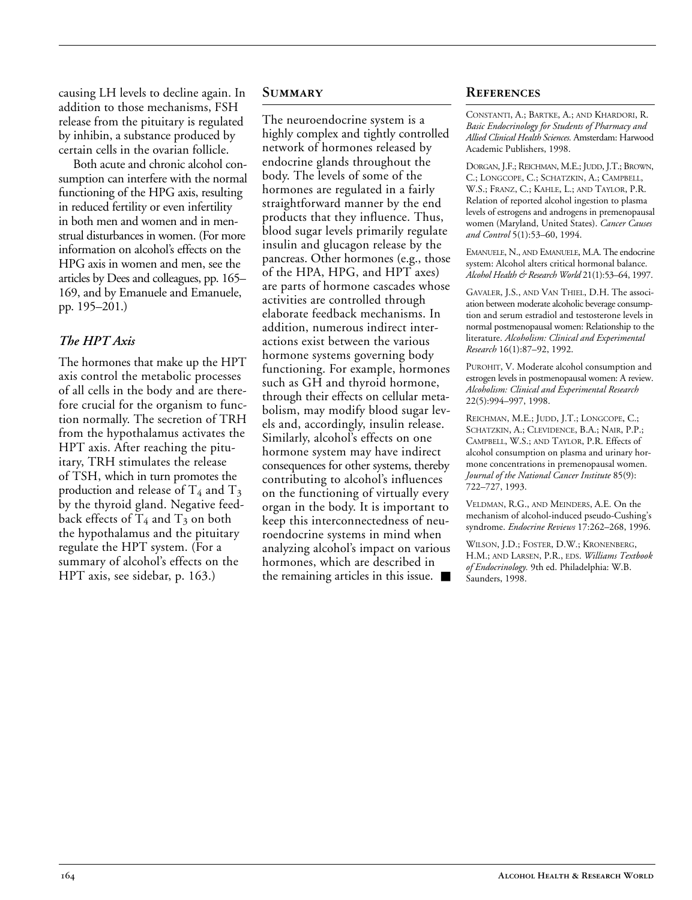causing LH levels to decline again. In addition to those mechanisms, FSH release from the pituitary is regulated by inhibin, a substance produced by certain cells in the ovarian follicle.

Both acute and chronic alcohol consumption can interfere with the normal functioning of the HPG axis, resulting in reduced fertility or even infertility in both men and women and in menstrual disturbances in women. (For more information on alcohol's effects on the HPG axis in women and men, see the articles by Dees and colleagues, pp. 165–169, and by Emanuele and Emanuele, pp. 195–201.)

### *The HPT Axis*

The hormones that make up the HPT axis control the metabolic processes of all cells in the body and are therefore crucial for the organism to function normally. The secretion of TRH from the hypothalamus activates the HPT axis. After reaching the pituitary, TRH stimulates the release of TSH, which in turn promotes the production and release of $T_4$ and $T_3$ by the thyroid gland. Negative feedback effects of $T_4$ and $T_3$ on both the hypothalamus and the pituitary regulate the HPT system. (For a summary of alcohol's effects on the HPT axis, see sidebar, p. 163.)

## Summary

The neuroendocrine system is a highly complex and tightly controlled network of hormones released by endocrine glands throughout the body. The levels of some of the hormones are regulated in a fairly straightforward manner by the end products that they influence. Thus, blood sugar levels primarily regulate insulin and glucagon release by the pancreas. Other hormones (e.g., those of the HPA, HPG, and HPT axes) are parts of hormone cascades whose activities are controlled through elaborate feedback mechanisms. In addition, numerous indirect interactions exist between the various hormone systems governing body functioning. For example, hormones such as GH and thyroid hormone, through their effects on cellular metabolism, may modify blood sugar levels and, accordingly, insulin release. Similarly, alcohol's effects on one hormone system may have indirect consequences for other systems, thereby contributing to alcohol's influences on the functioning of virtually every organ in the body. It is important to keep this interconnectedness of neuroendocrine systems in mind when analyzing alcohol's impact on various hormones, which are described in the remaining articles in this issue. ■

## References

Constanti, A.; Bartke, A.; and Khardori, R. *Basic Endocrinology for Students of Pharmacy and Allied Clinical Health Sciences.* Amsterdam: Harwood Academic Publishers, 1998.

Dorgan, J.F.; Reichman, M.E.; Judd, J.T.; Brown, C.; Longcope, C.; Schatzkin, A.; Campbell, W.S.; Franz, C.; Kahle, L.; and Taylor, P.R. Relation of reported alcohol ingestion to plasma levels of estrogens and androgens in premenopausal women (Maryland, United States). *Cancer Causes and Control* 5(1):53–60, 1994.

Emanuele, N., and Emanuele, M.A. The endocrine system: Alcohol alters critical hormonal balance. *Alcohol Health & Research World* 21(1):53–64, 1997.

Gavaler, J.S., and Van Thiel, D.H. The association between moderate alcoholic beverage consumption and serum estradiol and testosterone levels in normal postmenopausal women: Relationship to the literature. *Alcoholism: Clinical and Experimental Research* 16(1):87–92, 1992.

Purohit, V. Moderate alcohol consumption and estrogen levels in postmenopausal women: A review. *Alcoholism: Clinical and Experimental Research* 22(5):994–997, 1998.

Reichman, M.E.; Judd, J.T.; Longcope, C.; Schatzkin, A.; Clevidence, B.A.; Nair, P.P.; Campbell, W.S.; and Taylor, P.R. Effects of alcohol consumption on plasma and urinary hormone concentrations in premenopausal women. *Journal of the National Cancer Institute* 85(9): 722–727, 1993.

Veldman, R.G., and Meinders, A.E. On the mechanism of alcohol-induced pseudo-Cushing's syndrome. *Endocrine Reviews* 17:262–268, 1996.

Wilson, J.D.; Foster, D.W.; Kronenberg, H.M.; and Larsen, P.R., eds. *Williams Textbook of Endocrinology.* 9th ed. Philadelphia: W.B. Saunders, 1998.